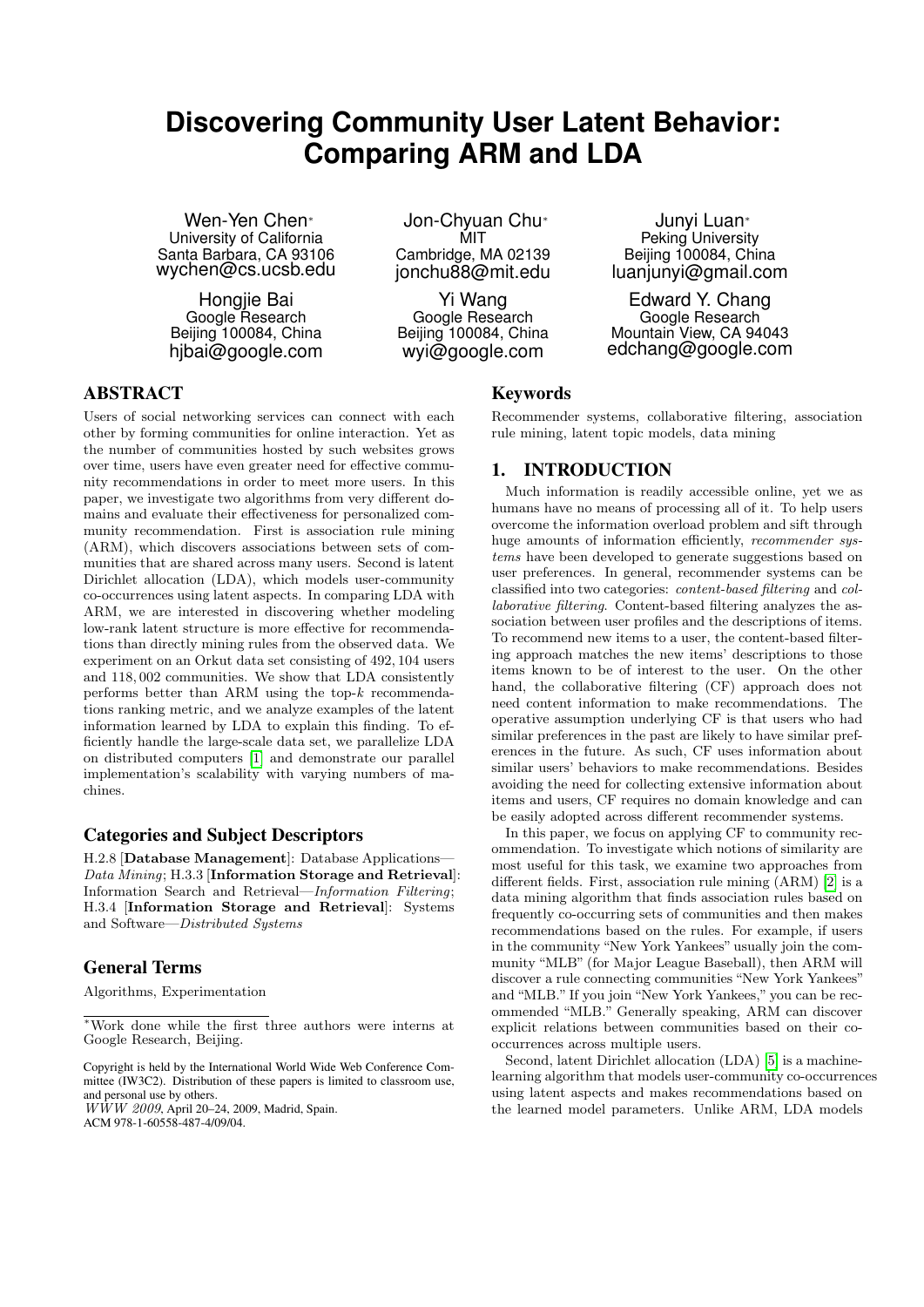# Discovering Community User Latent Behavior: Comparing ARM and LDA

Wen-Yen Chen[*]
University of California
Santa Barbara, CA 93106
wychen@cs.ucsb.edu

Jon-Chyuan Chu[*]
MIT
Cambridge, MA 02139
jonchu88@mit.edu

Junyi Luan[*]
Peking University
Beijing 100084, China
luanjunyi@gmail.com

Hongjie Bai
Google Research
Beijing 100084, China
hjbai@google.com

Yi Wang
Google Research
Beijing 100084, China
wyi@google.com

Edward Y. Chang
Google Research
Mountain View, CA 94043
edchang@google.com

## ABSTRACT

Users of social networking services can connect with each other by forming communities for online interaction. Yet as the number of communities hosted by such websites grows over time, users have even greater need for effective community recommendations in order to meet more users. In this paper, we investigate two algorithms from very different domains and evaluate their effectiveness for personalized community recommendation. First is association rule mining (ARM), which discovers associations between sets of communities that are shared across many users. Second is latent Dirichlet allocation (LDA), which models user-community co-occurrences using latent aspects. In comparing LDA with ARM, we are interested in discovering whether modeling low-rank latent structure is more effective for recommendations than directly mining rules from the observed data. We experiment on an Orkut data set consisting of 492,104 users and 118,002 communities. We show that LDA consistently performs better than ARM using the top-$k$ recommendations ranking metric, and we analyze examples of the latent information learned by LDA to explain this finding. To efficiently handle the large-scale data set, we parallelize LDA on distributed computers [1] and demonstrate our parallel implementation's scalability with varying numbers of machines.

### Categories and Subject Descriptors

H.2.8 [**Database Management**]: Database Applications—*Data Mining*; H.3.3 [**Information Storage and Retrieval**]: Information Search and Retrieval—*Information Filtering*; H.3.4 [**Information Storage and Retrieval**]: Systems and Software—*Distributed Systems*

### General Terms

Algorithms, Experimentation

[*]Work done while the first three authors were interns at Google Research, Beijing.

Copyright is held by the International World Wide Web Conference Committee (IW3C2). Distribution of these papers is limited to classroom use, and personal use by others.
*WWW 2009*, April 20–24, 2009, Madrid, Spain.
ACM 978-1-60558-487-4/09/04.

### Keywords

Recommender systems, collaborative filtering, association rule mining, latent topic models, data mining

## 1. INTRODUCTION

Much information is readily accessible online, yet we as humans have no means of processing all of it. To help users overcome the information overload problem and sift through huge amounts of information efficiently, *recommender systems* have been developed to generate suggestions based on user preferences. In general, recommender systems can be classified into two categories: *content-based filtering* and *collaborative filtering*. Content-based filtering analyzes the association between user profiles and the descriptions of items. To recommend new items to a user, the content-based filtering approach matches the new items' descriptions to those items known to be of interest to the user. On the other hand, the collaborative filtering (CF) approach does not need content information to make recommendations. The operative assumption underlying CF is that users who had similar preferences in the past are likely to have similar preferences in the future. As such, CF uses information about similar users' behaviors to make recommendations. Besides avoiding the need for collecting extensive information about items and users, CF requires no domain knowledge and can be easily adopted across different recommender systems.

In this paper, we focus on applying CF to community recommendation. To investigate which notions of similarity are most useful for this task, we examine two approaches from different fields. First, association rule mining (ARM) [2] is a data mining algorithm that finds association rules based on frequently co-occurring sets of communities and then makes recommendations based on the rules. For example, if users in the community "New York Yankees" usually join the community "MLB" (for Major League Baseball), then ARM will discover a rule connecting communities "New York Yankees" and "MLB." If you join "New York Yankees," you can be recommended "MLB." Generally speaking, ARM can discover explicit relations between communities based on their co-occurrences across multiple users.

Second, latent Dirichlet allocation (LDA) [5] is a machine-learning algorithm that models user-community co-occurrences using latent aspects and makes recommendations based on the learned model parameters. Unlike ARM, LDA models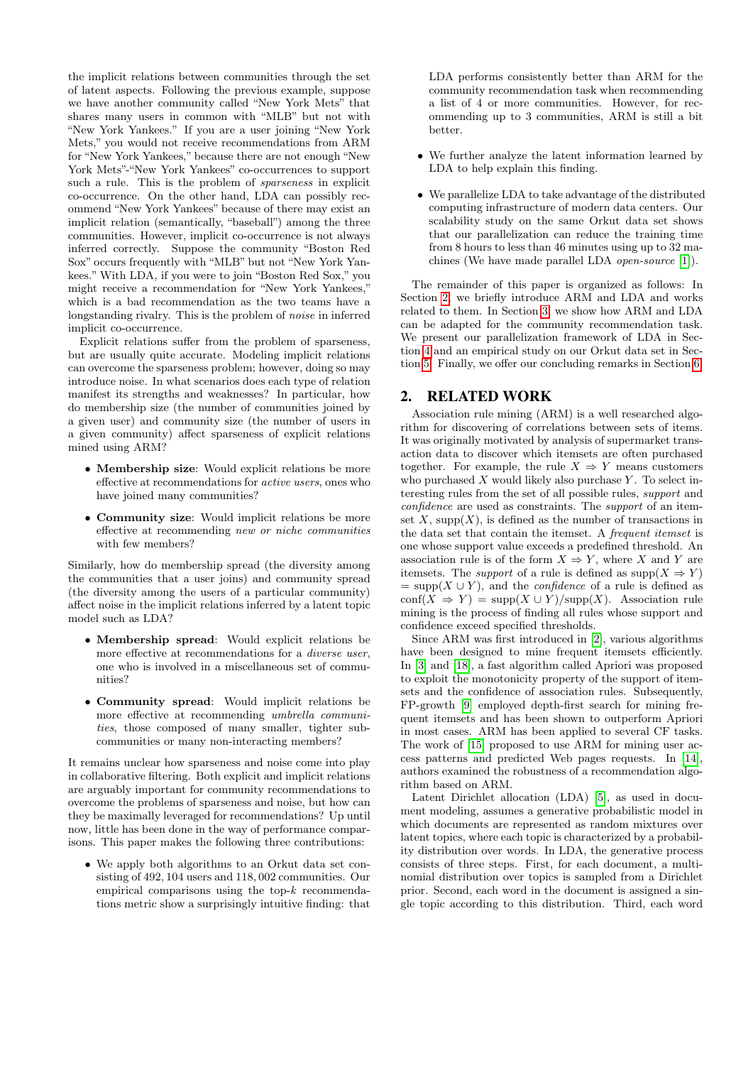the implicit relations between communities through the set of latent aspects. Following the previous example, suppose we have another community called "New York Mets" that shares many users in common with "MLB" but not with "New York Yankees." If you are a user joining "New York Mets," you would not receive recommendations from ARM for "New York Yankees," because there are not enough "New York Mets"-"New York Yankees" co-occurrences to support such a rule. This is the problem of *sparseness* in explicit co-occurrence. On the other hand, LDA can possibly recommend "New York Yankees" because of there may exist an implicit relation (semantically, "baseball") among the three communities. However, implicit co-occurrence is not always inferred correctly. Suppose the community "Boston Red Sox" occurs frequently with "MLB" but not "New York Yankees." With LDA, if you were to join "Boston Red Sox," you might receive a recommendation for "New York Yankees," which is a bad recommendation as the two teams have a longstanding rivalry. This is the problem of *noise* in inferred implicit co-occurrence.

Explicit relations suffer from the problem of sparseness, but are usually quite accurate. Modeling implicit relations can overcome the sparseness problem; however, doing so may introduce noise. In what scenarios does each type of relation manifest its strengths and weaknesses? In particular, how do membership size (the number of communities joined by a given user) and community size (the number of users in a given community) affect sparseness of explicit relations mined using ARM?

- **Membership size**: Would explicit relations be more effective at recommendations for *active users*, ones who have joined many communities?
- **Community size**: Would implicit relations be more effective at recommending *new or niche communities* with few members?

Similarly, how do membership spread (the diversity among the communities that a user joins) and community spread (the diversity among the users of a particular community) affect noise in the implicit relations inferred by a latent topic model such as LDA?

- **Membership spread**: Would explicit relations be more effective at recommendations for a *diverse user*, one who is involved in a miscellaneous set of communities?
- **Community spread**: Would implicit relations be more effective at recommending *umbrella communities*, those composed of many smaller, tighter sub-communities or many non-interacting members?

It remains unclear how sparseness and noise come into play in collaborative filtering. Both explicit and implicit relations are arguably important for community recommendations to overcome the problems of sparseness and noise, but how can they be maximally leveraged for recommendations? Up until now, little has been done in the way of performance comparisons. This paper makes the following three contributions:

- We apply both algorithms to an Orkut data set consisting of 492,104 users and 118,002 communities. Our empirical comparisons using the top-$k$ recommendations metric show a surprisingly intuitive finding: that LDA performs consistently better than ARM for the community recommendation task when recommending a list of 4 or more communities. However, for recommending up to 3 communities, ARM is still a bit better.
- We further analyze the latent information learned by LDA to help explain this finding.
- We parallelize LDA to take advantage of the distributed computing infrastructure of modern data centers. Our scalability study on the same Orkut data set shows that our parallelization can reduce the training time from 8 hours to less than 46 minutes using up to 32 machines (We have made parallel LDA *open-source* [1]).

The remainder of this paper is organized as follows: In Section 2, we briefly introduce ARM and LDA and works related to them. In Section 3, we show how ARM and LDA can be adapted for the community recommendation task. We present our parallelization framework of LDA in Section 4 and an empirical study on our Orkut data set in Section 5. Finally, we offer our concluding remarks in Section 6.

## 2. RELATED WORK

Association rule mining (ARM) is a well researched algorithm for discovering of correlations between sets of items. It was originally motivated by analysis of supermarket transaction data to discover which itemsets are often purchased together. For example, the rule $X \Rightarrow Y$ means customers who purchased $X$ would likely also purchase $Y$. To select interesting rules from the set of all possible rules, *support* and *confidence* are used as constraints. The *support* of an itemset $X$, $\text{supp}(X)$, is defined as the number of transactions in the data set that contain the itemset. A *frequent itemset* is one whose support value exceeds a predefined threshold. An association rule is of the form $X \Rightarrow Y$, where $X$ and $Y$ are itemsets. The *support* of a rule is defined as $\text{supp}(X \Rightarrow Y) = \text{supp}(X \cup Y)$, and the *confidence* of a rule is defined as $\text{conf}(X \Rightarrow Y) = \text{supp}(X \cup Y)/\text{supp}(X)$. Association rule mining is the process of finding all rules whose support and confidence exceed specified thresholds.

Since ARM was first introduced in [2], various algorithms have been designed to mine frequent itemsets efficiently. In [3] and [18], a fast algorithm called Apriori was proposed to exploit the monotonicity property of the support of itemsets and the confidence of association rules. Subsequently, FP-growth [9] employed depth-first search for mining frequent itemsets and has been shown to outperform Apriori in most cases. ARM has been applied to several CF tasks. The work of [15] proposed to use ARM for mining user access patterns and predicted Web pages requests. In [14], authors examined the robustness of a recommendation algorithm based on ARM.

Latent Dirichlet allocation (LDA) [5], as used in document modeling, assumes a generative probabilistic model in which documents are represented as random mixtures over latent topics, where each topic is characterized by a probability distribution over words. In LDA, the generative process consists of three steps. First, for each document, a multinomial distribution over topics is sampled from a Dirichlet prior. Second, each word in the document is assigned a single topic according to this distribution. Third, each word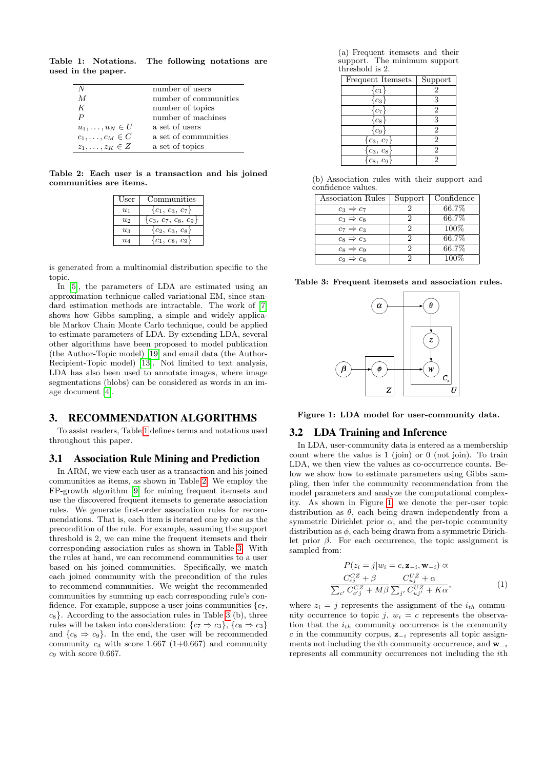**Table 1: Notations. The following notations are used in the paper.**

| | |
|---|---|
| $N$ | number of users |
| $M$ | number of communities |
| $K$ | number of topics |
| $P$ | number of machines |
| $u_1, \ldots, u_N \in U$ | a set of users |
| $c_1, \ldots, c_M \in C$ | a set of communities |
| $z_1, \ldots, z_K \in Z$ | a set of topics |

**Table 2: Each user is a transaction and his joined communities are items.**

| User | Communities |
|---|---|
| $u_1$ | $\{c_1, c_3, c_7\}$ |
| $u_2$ | $\{c_3, c_7, c_8, c_9\}$ |
| $u_3$ | $\{c_2, c_3, c_8\}$ |
| $u_4$ | $\{c_1, c_8, c_9\}$ |

is generated from a multinomial distribution specific to the topic.

In [5], the parameters of LDA are estimated using an approximation technique called variational EM, since standard estimation methods are intractable. The work of [7] shows how Gibbs sampling, a simple and widely applicable Markov Chain Monte Carlo technique, could be applied to estimate parameters of LDA. By extending LDA, several other algorithms have been proposed to model publication (the Author-Topic model) [19] and email data (the Author-Recipient-Topic model) [13]. Not limited to text analysis, LDA has also been used to annotate images, where image segmentations (blobs) can be considered as words in an image document [4].

## 3. RECOMMENDATION ALGORITHMS

To assist readers, Table 1 defines terms and notations used throughout this paper.

### 3.1 Association Rule Mining and Prediction

In ARM, we view each user as a transaction and his joined communities as items, as shown in Table 2. We employ the FP-growth algorithm [9] for mining frequent itemsets and use the discovered frequent itemsets to generate association rules. We generate first-order association rules for recommendations. That is, each item is iterated one by one as the precondition of the rule. For example, assuming the support threshold is 2, we can mine the frequent itemsets and their corresponding association rules as shown in Table 3. With the rules at hand, we can recommend communities to a user based on his joined communities. Specifically, we match each joined community with the precondition of the rules to recommend communities. We weight the recommended communities by summing up each corresponding rule's confidence. For example, suppose a user joins communities $\{c_7, c_8\}$. According to the association rules in Table 3 (b), three rules will be taken into consideration: $\{c_7 \Rightarrow c_3\}$, $\{c_8 \Rightarrow c_3\}$ and $\{c_8 \Rightarrow c_9\}$. In the end, the user will be recommended community $c_3$ with score 1.667 (1+0.667) and community $c_9$ with score 0.667.

(a) Frequent itemsets and their support. The minimum support threshold is 2.

| Frequent Itemsets | Support |
|---|---|
| $\{c_1\}$ | 2 |
| $\{c_3\}$ | 3 |
| $\{c_7\}$ | 2 |
| $\{c_8\}$ | 3 |
| $\{c_9\}$ | 2 |
| $\{c_3, c_7\}$ | 2 |
| $\{c_3, c_8\}$ | 2 |
| $\{c_8, c_9\}$ | 2 |

(b) Association rules with their support and confidence values.

| Association Rules | Support | Confidence |
|---|---|---|
| $c_3 \Rightarrow c_7$ | 2 | 66.7% |
| $c_3 \Rightarrow c_8$ | 2 | 66.7% |
| $c_7 \Rightarrow c_3$ | 2 | 100% |
| $c_8 \Rightarrow c_3$ | 2 | 66.7% |
| $c_8 \Rightarrow c_9$ | 2 | 66.7% |
| $c_9 \Rightarrow c_8$ | 2 | 100% |

**Table 3: Frequent itemsets and association rules.**

**Figure 1: LDA model for user-community data.**

### 3.2 LDA Training and Inference

In LDA, user-community data is entered as a membership count where the value is 1 (join) or 0 (not join). To train LDA, we then view the values as co-occurrence counts. Below we show how to estimate parameters using Gibbs sampling, then infer the community recommendation from the model parameters and analyze the computational complexity. As shown in Figure 1, we denote the per-user topic distribution as $\theta$, each being drawn independently from a symmetric Dirichlet prior $\alpha$, and the per-topic community distribution as $\phi$, each being drawn from a symmetric Dirichlet prior $\beta$. For each occurrence, the topic assignment is sampled from:

$$P(z_i = j | w_i = c, \mathbf{z}_{-i}, \mathbf{w}_{-i}) \propto \frac{C^{CZ}_{cj} + \beta}{\sum_{c'} C^{CZ}_{c'j} + M\beta} \frac{C^{UZ}_{uj} + \alpha}{\sum_{j'} C^{UZ}_{uj'} + K\alpha}, \tag{1}$$

where $z_i = j$ represents the assignment of the $i_{th}$ community occurrence to topic $j$, $w_i = c$ represents the observation that the $i_{th}$ community occurrence is the community $c$ in the community corpus, $\mathbf{z}_{-i}$ represents all topic assignments not including the $i$th community occurrence, and $\mathbf{w}_{-i}$ represents all community occurrences not including the $i$th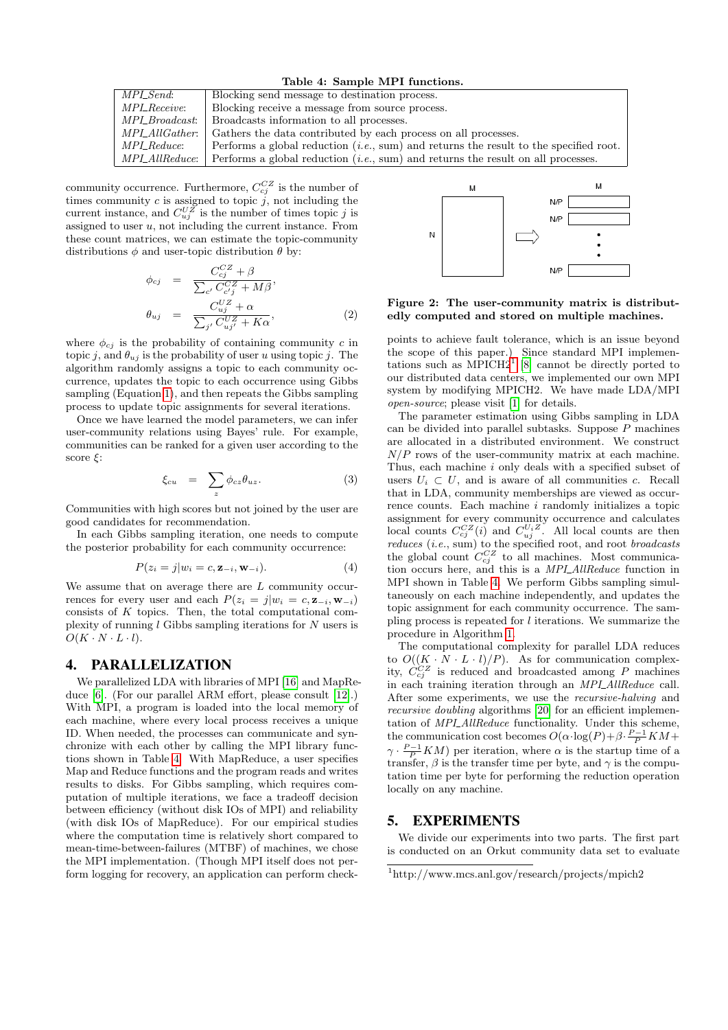**Table 4: Sample MPI functions.**

| | |
|---|---|
| *MPI_Send*: | Blocking send message to destination process. |
| *MPI_Receive*: | Blocking receive a message from source process. |
| *MPI_Broadcast*: | Broadcasts information to all processes. |
| *MPI_AllGather*: | Gathers the data contributed by each process on all processes. |
| *MPI_Reduce*: | Performs a global reduction (*i.e.*, sum) and returns the result to the specified root. |
| *MPI_AllReduce*: | Performs a global reduction (*i.e.*, sum) and returns the result on all processes. |

community occurrence. Furthermore, $C^{CZ}_{cj}$ is the number of times community $c$ is assigned to topic $j$, not including the current instance, and $C^{UZ}_{uj}$ is the number of times topic $j$ is assigned to user $u$, not including the current instance. From these count matrices, we can estimate the topic-community distributions $\phi$ and user-topic distribution $\theta$ by:

$$
\begin{aligned}
\phi_{cj} &= \frac{C^{CZ}_{cj} + \beta}{\sum_{c'} C^{CZ}_{c'j} + M\beta}, \\
\theta_{uj} &= \frac{C^{UZ}_{uj} + \alpha}{\sum_{j'} C^{UZ}_{uj'} + K\alpha},
\end{aligned} \tag{2}
$$

where $\phi_{cj}$ is the probability of containing community $c$ in topic $j$, and $\theta_{uj}$ is the probability of user $u$ using topic $j$. The algorithm randomly assigns a topic to each community occurrence, updates the topic to each occurrence using Gibbs sampling (Equation 1), and then repeats the Gibbs sampling process to update topic assignments for several iterations.

Once we have learned the model parameters, we can infer user-community relations using Bayes' rule. For example, communities can be ranked for a given user according to the score $\xi$:

$$
\xi_{cu} = \sum_{z} \phi_{cz}\theta_{uz}. \tag{3}
$$

Communities with high scores but not joined by the user are good candidates for recommendation.

In each Gibbs sampling iteration, one needs to compute the posterior probability for each community occurrence:

$$
P(z_i = j | w_i = c, \mathbf{z}_{-i}, \mathbf{w}_{-i}). \tag{4}
$$

We assume that on average there are $L$ community occurrences for every user and each $P(z_i = j | w_i = c, \mathbf{z}_{-i}, \mathbf{w}_{-i})$ consists of $K$ topics. Then, the total computational complexity of running $l$ Gibbs sampling iterations for $N$ users is $O(K \cdot N \cdot L \cdot l)$.

# 4. PARALLELIZATION

We parallelized LDA with libraries of MPI [16] and MapReduce [6]. (For our parallel ARM effort, please consult [12].) With MPI, a program is loaded into the local memory of each machine, where every local process receives a unique ID. When needed, the processes can communicate and synchronize with each other by calling the MPI library functions shown in Table 4. With MapReduce, a user specifies Map and Reduce functions and the program reads and writes results to disks. For Gibbs sampling, which requires computation of multiple iterations, we face a tradeoff decision between efficiency (without disk IOs of MPI) and reliability (with disk IOs of MapReduce). For our empirical studies where the computation time is relatively short compared to mean-time-between-failures (MTBF) of machines, we chose the MPI implementation. (Though MPI itself does not perform logging for recovery, an application can perform checkpoints to achieve fault tolerance, which is an issue beyond the scope of this paper.) Since standard MPI implementations such as MPICH2[1] [8] cannot be directly ported to our distributed data centers, we implemented our own MPI system by modifying MPICH2. We have made LDA/MPI *open-source*; please visit [1] for details.

**Figure 2: The user-community matrix is distributedly computed and stored on multiple machines.**

The parameter estimation using Gibbs sampling in LDA can be divided into parallel subtasks. Suppose $P$ machines are allocated in a distributed environment. We construct $N/P$ rows of the user-community matrix at each machine. Thus, each machine $i$ only deals with a specified subset of users $U_i \subset U$, and is aware of all communities $c$. Recall that in LDA, community memberships are viewed as occurrence counts. Each machine $i$ randomly initializes a topic assignment for every community occurrence and calculates local counts $C^{CZ}_{cj}(i)$ and $C^{U_iZ}_{uj}$. All local counts are then *reduces* (*i.e.*, sum) to the specified root, and root *broadcasts* the global count $C^{CZ}_{cj}$ to all machines. Most communication occurs here, and this is a *MPI_AllReduce* function in MPI shown in Table 4. We perform Gibbs sampling simultaneously on each machine independently, and updates the topic assignment for each community occurrence. The sampling process is repeated for $l$ iterations. We summarize the procedure in Algorithm 1.

The computational complexity for parallel LDA reduces to $O((K \cdot N \cdot L \cdot l)/P)$. As for communication complexity, $C^{CZ}_{cj}$ is reduced and broadcasted among $P$ machines in each training iteration through an *MPI_AllReduce* call. After some experiments, we use the *recursive-halving* and *recursive doubling* algorithms [20] for an efficient implementation of *MPI_AllReduce* functionality. Under this scheme, the communication cost becomes $O(\alpha \cdot \log(P) + \beta \cdot \frac{P-1}{P} KM + \gamma \cdot \frac{P-1}{P} KM)$ per iteration, where $\alpha$ is the startup time of a transfer, $\beta$ is the transfer time per byte, and $\gamma$ is the computation time per byte for performing the reduction operation locally on any machine.

# 5. EXPERIMENTS

We divide our experiments into two parts. The first part is conducted on an Orkut community data set to evaluate

[1] http://www.mcs.anl.gov/research/projects/mpich2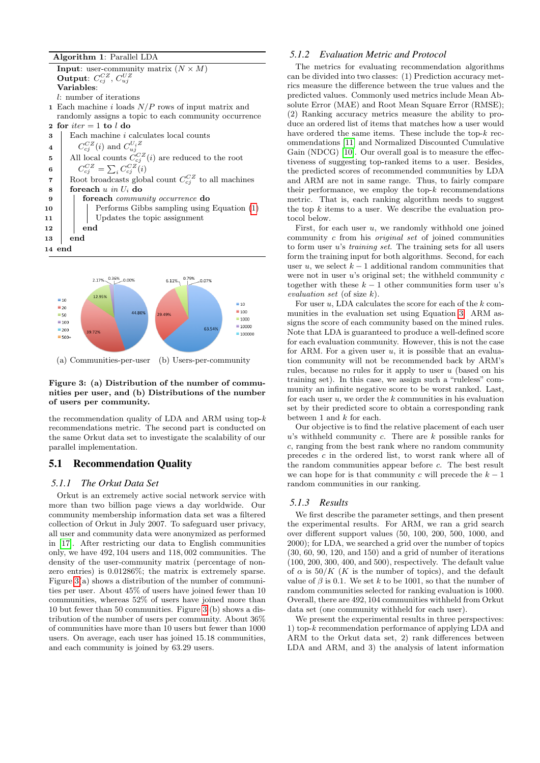**Algorithm 1**: Parallel LDA

```
Input: user-community matrix (N × M)
Output: C^{CZ}_{cj}, C^{UZ}_{uj}
Variables:
l: number of iterations
1  Each machine i loads N/P rows of input matrix and
   randomly assigns a topic to each community occurrence
2  for iter = 1 to l do
3      Each machine i calculates local counts
4          C^{CZ}_{cj}(i) and C^{U_i Z}_{uj}
5      All local counts C^{CZ}_{cj}(i) are reduced to the root
6          C^{CZ}_{cj} = Σ_i C^{CZ}_{cj}(i)
7      Root broadcasts global count C^{CZ}_{cj} to all machines
8      foreach u in U_i do
9          foreach community occurrence do
10             Performs Gibbs sampling using Equation (1)
11             Updates the topic assignment
12         end
13     end
14 end
```

2.17% 0.36% 0.00%
12.95%
44.80%
39.72%
10
20
50
100
200
500+

6.11% 0.79% 0.07%
29.49%
63.54%
10
100
1000
10000
100000

(a) Communities-per-user (b) Users-per-community

**Figure 3: (a) Distribution of the number of communities per user, and (b) Distributions of the number of users per community.**

the recommendation quality of LDA and ARM using top-$k$ recommendations metric. The second part is conducted on the same Orkut data set to investigate the scalability of our parallel implementation.

## 5.1 Recommendation Quality

### 5.1.1 The Orkut Data Set

Orkut is an extremely active social network service with more than two billion page views a day worldwide. Our community membership information data set was a filtered collection of Orkut in July 2007. To safeguard user privacy, all user and community data were anonymized as performed in [17]. After restricting our data to English communities only, we have 492,104 users and 118,002 communities. The density of the user-community matrix (percentage of nonzero entries) is 0.01286%; the matrix is extremely sparse. Figure 3(a) shows a distribution of the number of communities per user. About 45% of users have joined fewer than 10 communities, whereas 52% of users have joined more than 10 but fewer than 50 communities. Figure 3(b) shows a distribution of the number of users per community. About 36% of communities have more than 10 users but fewer than 1000 users. On average, each user has joined 15.18 communities, and each community is joined by 63.29 users.

### 5.1.2 Evaluation Metric and Protocol

The metrics for evaluating recommendation algorithms can be divided into two classes: (1) Prediction accuracy metrics measure the difference between the true values and the predicted values. Commonly used metrics include Mean Absolute Error (MAE) and Root Mean Square Error (RMSE); (2) Ranking accuracy metrics measure the ability to produce an ordered list of items that matches how a user would have ordered the same items. These include the top-$k$ recommendations [11] and Normalized Discounted Cumulative Gain (NDCG) [10]. Our overall goal is to measure the effectiveness of suggesting top-ranked items to a user. Besides, the predicted scores of recommended communities by LDA and ARM are not in same range. Thus, to fairly compare their performance, we employ the top-$k$ recommendations metric. That is, each ranking algorithm needs to suggest the top $k$ items to a user. We describe the evaluation protocol below.

First, for each user $u$, we randomly withhold one joined community $c$ from his *original set* of joined communities to form user $u$'s *training set*. The training sets for all users form the training input for both algorithms. Second, for each user $u$, we select $k-1$ additional random communities that were not in user $u$'s original set; the withheld community $c$ together with these $k-1$ other communities form user $u$'s *evaluation set* (of size $k$).

For user $u$, LDA calculates the score for each of the $k$ communities in the evaluation set using Equation 3. ARM assigns the score of each community based on the mined rules. Note that LDA is guaranteed to produce a well-defined score for each evaluation community. However, this is not the case for ARM. For a given user $u$, it is possible that an evaluation community will not be recommended back by ARM's rules, because no rules for it apply to user $u$ (based on his training set). In this case, we assign such a "ruleless" community an infinite negative score to be worst ranked. Last, for each user $u$, we order the $k$ communities in his evaluation set by their predicted score to obtain a corresponding rank between 1 and $k$ for each.

Our objective is to find the relative placement of each user $u$'s withheld community $c$. There are $k$ possible ranks for $c$, ranging from the best rank where no random community precedes $c$ in the ordered list, to worst rank where all of the random communities appear before $c$. The best result we can hope for is that community $c$ will precede the $k-1$ random communities in our ranking.

### 5.1.3 Results

We first describe the parameter settings, and then present the experimental results. For ARM, we ran a grid search over different support values (50, 100, 200, 500, 1000, and 2000); for LDA, we searched a grid over the number of topics (30, 60, 90, 120, and 150) and a grid of number of iterations (100, 200, 300, 400, and 500), respectively. The default value of $\alpha$ is $50/K$ ($K$ is the number of topics), and the default value of $\beta$ is 0.1. We set $k$ to be 1001, so that the number of random communities selected for ranking evaluation is 1000. Overall, there are 492,104 communities withheld from Orkut data set (one community withheld for each user).

We present the experimental results in three perspectives: 1) top-$k$ recommendation performance of applying LDA and ARM to the Orkut data set, 2) rank differences between LDA and ARM, and 3) the analysis of latent information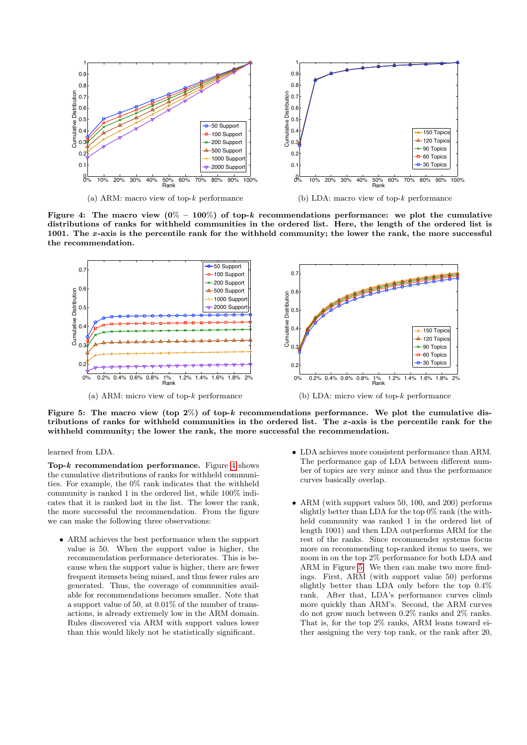(a) ARM: macro view of top-$k$ performance

(b) LDA: macro view of top-$k$ performance

**Figure 4: The macro view (0% − 100%) of top-$k$ recommendations performance: we plot the cumulative distributions of ranks for withheld communities in the ordered list. Here, the length of the ordered list is 1001. The $x$-axis is the percentile rank for the withheld community; the lower the rank, the more successful the recommendation.**

(a) ARM: micro view of top-$k$ performance

(b) LDA: micro view of top-$k$ performance

**Figure 5: The macro view (top 2%) of top-$k$ recommendations performance. We plot the cumulative distributions of ranks for withheld communities in the ordered list. The $x$-axis is the percentile rank for the withheld community; the lower the rank, the more successful the recommendation.**

learned from LDA.

**Top-$k$ recommendation performance.** Figure 4 shows the cumulative distributions of ranks for withheld communities. For example, the 0% rank indicates that the withheld community is ranked 1 in the ordered list, while 100% indicates that it is ranked last in the list. The lower the rank, the more successful the recommendation. From the figure we can make the following three observations:

- ARM achieves the best performance when the support value is 50. When the support value is higher, the recommendation performance deteriorates. This is because when the support value is higher, there are fewer frequent itemsets being mined, and thus fewer rules are generated. Thus, the coverage of communities available for recommendations becomes smaller. Note that a support value of 50, at 0.01% of the number of transactions, is already extremely low in the ARM domain. Rules discovered via ARM with support values lower than this would likely not be statistically significant.

- LDA achieves more consistent performance than ARM. The performance gap of LDA between different number of topics are very minor and thus the performance curves basically overlap.

- ARM (with support values 50, 100, and 200) performs slightly better than LDA for the top 0% rank (the withheld community was ranked 1 in the ordered list of length 1001) and then LDA outperforms ARM for the rest of the ranks. Since recommender systems focus more on recommending top-ranked items to users, we zoom in on the top 2% performance for both LDA and ARM in Figure 5. We then can make two more findings. First, ARM (with support value 50) performs slightly better than LDA only before the top 0.4% rank. After that, LDA's performance curves climb more quickly than ARM's. Second, the ARM curves do not grow much between 0.2% ranks and 2% ranks. That is, for the top 2% ranks, ARM leans toward either assigning the very top rank, or the rank after 20,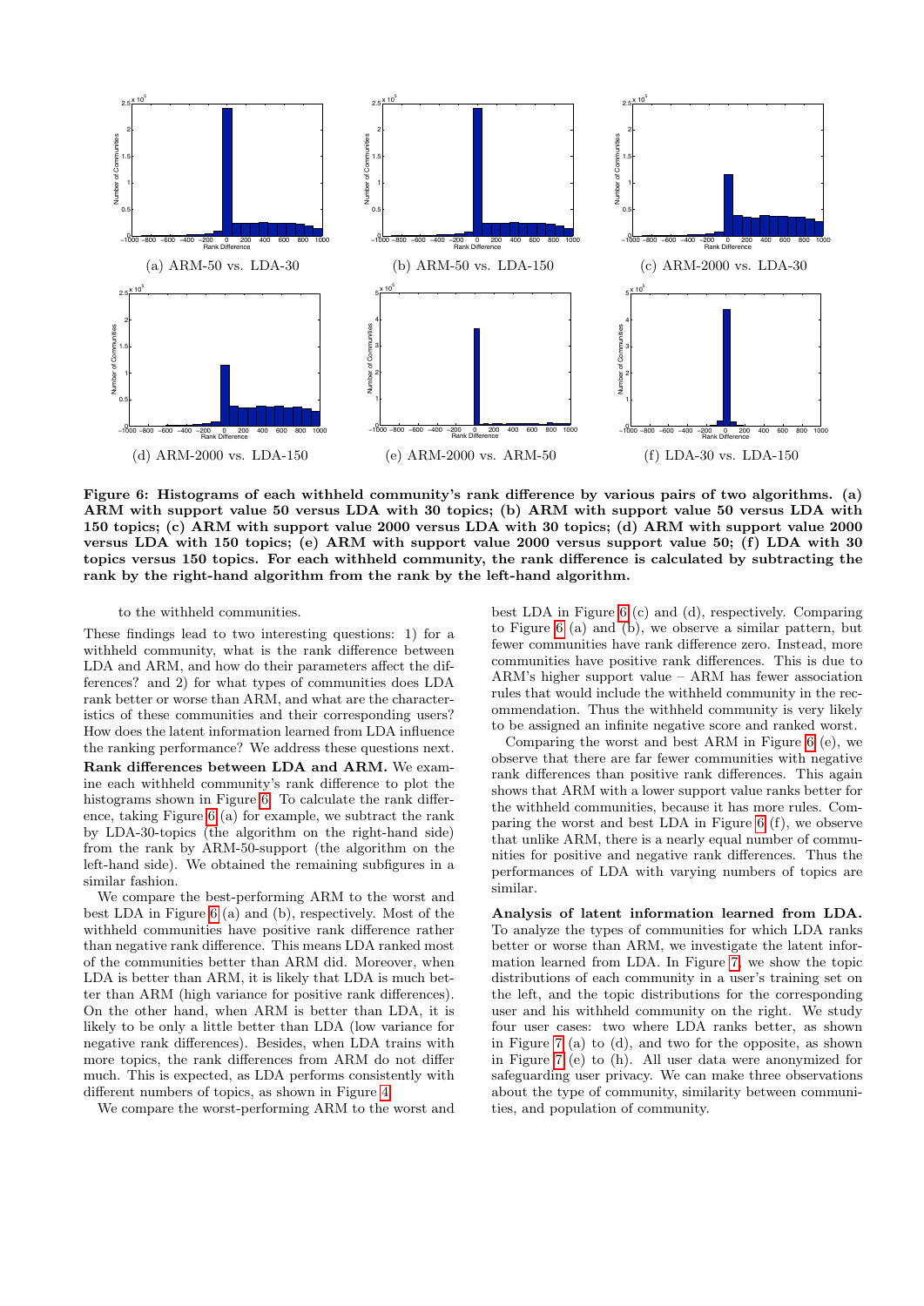(a) ARM-50 vs. LDA-30

(b) ARM-50 vs. LDA-150

(c) ARM-2000 vs. LDA-30

(d) ARM-2000 vs. LDA-150

(e) ARM-2000 vs. ARM-50

(f) LDA-30 vs. LDA-150

**Figure 6: Histograms of each withheld community's rank difference by various pairs of two algorithms. (a) ARM with support value 50 versus LDA with 30 topics; (b) ARM with support value 50 versus LDA with 150 topics; (c) ARM with support value 2000 versus LDA with 30 topics; (d) ARM with support value 2000 versus LDA with 150 topics; (e) ARM with support value 2000 versus support value 50; (f) LDA with 30 topics versus 150 topics. For each withheld community, the rank difference is calculated by subtracting the rank by the right-hand algorithm from the rank by the left-hand algorithm.**

to the withheld communities.

These findings lead to two interesting questions: 1) for a withheld community, what is the rank difference between LDA and ARM, and how do their parameters affect the differences? and 2) for what types of communities does LDA rank better or worse than ARM, and what are the characteristics of these communities and their corresponding users? How does the latent information learned from LDA influence the ranking performance? We address these questions next.

**Rank differences between LDA and ARM.** We examine each withheld community's rank difference to plot the histograms shown in Figure 6. To calculate the rank difference, taking Figure 6 (a) for example, we subtract the rank by LDA-30-topics (the algorithm on the right-hand side) from the rank by ARM-50-support (the algorithm on the left-hand side). We obtained the remaining subfigures in a similar fashion.

We compare the best-performing ARM to the worst and best LDA in Figure 6 (a) and (b), respectively. Most of the withheld communities have positive rank difference rather than negative rank difference. This means LDA ranked most of the communities better than ARM did. Moreover, when LDA is better than ARM, it is likely that LDA is much better than ARM (high variance for positive rank differences). On the other hand, when ARM is better than LDA, it is likely to be only a little better than LDA (low variance for negative rank differences). Besides, when LDA trains with more topics, the rank differences from ARM do not differ much. This is expected, as LDA performs consistently with different numbers of topics, as shown in Figure 4.

We compare the worst-performing ARM to the worst and best LDA in Figure 6 (c) and (d), respectively. Comparing to Figure 6 (a) and (b), we observe a similar pattern, but fewer communities have rank difference zero. Instead, more communities have positive rank differences. This is due to ARM's higher support value – ARM has fewer association rules that would include the withheld community in the recommendation. Thus the withheld community is very likely to be assigned an infinite negative score and ranked worst.

Comparing the worst and best ARM in Figure 6 (e), we observe that there are far fewer communities with negative rank differences than positive rank differences. This again shows that ARM with a lower support value ranks better for the withheld communities, because it has more rules. Comparing the worst and best LDA in Figure 6 (f), we observe that unlike ARM, there is a nearly equal number of communities for positive and negative rank differences. Thus the performances of LDA with varying numbers of topics are similar.

**Analysis of latent information learned from LDA.** To analyze the types of communities for which LDA ranks better or worse than ARM, we investigate the latent information learned from LDA. In Figure 7, we show the topic distributions of each community in a user's training set on the left, and the topic distributions for the corresponding user and his withheld community on the right. We study four user cases: two where LDA ranks better, as shown in Figure 7 (a) to (d), and two for the opposite, as shown in Figure 7 (e) to (h). All user data were anonymized for safeguarding user privacy. We can make three observations about the type of community, similarity between communities, and population of community.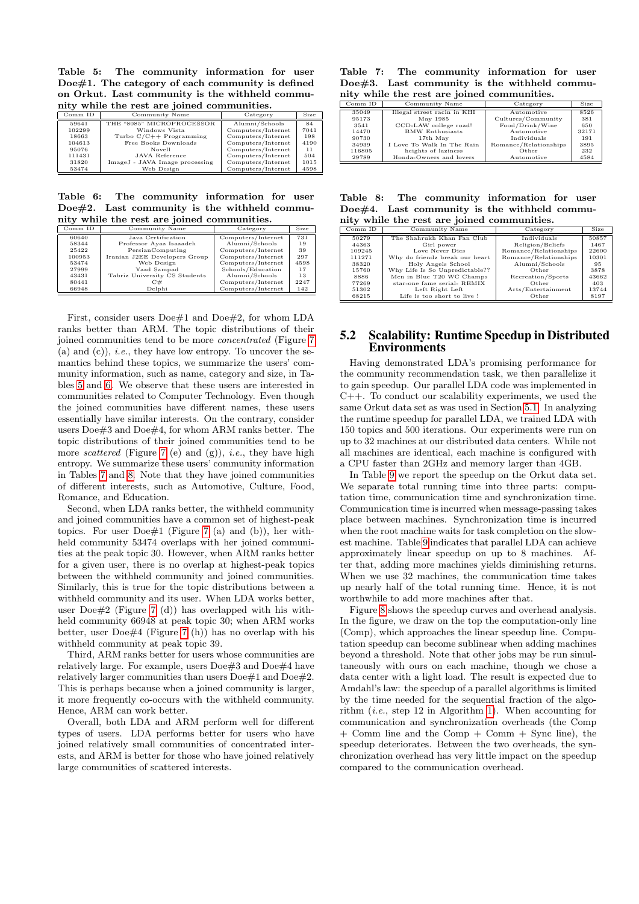**Table 5: The community information for user Doe#1. The category of each community is defined on Orkut. Last community is the withheld community while the rest are joined communities.**

| Comm ID | Community Name | Category | Size |
|---|---|---|---|
| 59641 | THE "8085" MICROPROCESSOR | Alumni/Schools | 84 |
| 102299 | Windows Vista | Computers/Internet | 7041 |
| 18663 | Turbo C/C++ Programming | Computers/Internet | 198 |
| 104613 | Free Books Downloads | Computers/Internet | 4190 |
| 95076 | Novell | Computers/Internet | 11 |
| 111431 | JAVA Reference | Computers/Internet | 504 |
| 31820 | ImageJ - JAVA Image processing | Computers/Internet | 1015 |
| 53474 | Web Design | Computers/Internet | 4598 |

**Table 6: The community information for user Doe#2. Last community is the withheld community while the rest are joined communities.**

| Comm ID | Community Name | Category | Size |
|---|---|---|---|
| 60640 | Java Certification | Computers/Internet | 731 |
| 58344 | Professor Ayaz Isazadeh | Alumni/Schools | 19 |
| 25422 | PersianComputing | Computers/Internet | 39 |
| 100953 | Iranian J2EE Developers Group | Computers/Internet | 297 |
| 53474 | Web Design | Computers/Internet | 4598 |
| 27999 | Yazd Sampad | Schools/Education | 17 |
| 43431 | Tabriz University CS Students | Alumni/Schools | 13 |
| 80441 | C# | Computers/Internet | 2247 |
| 66948 | Delphi | Computers/Internet | 142 |

First, consider users Doe#1 and Doe#2, for whom LDA ranks better than ARM. The topic distributions of their joined communities tend to be more *concentrated* (Figure 7 (a) and (c)), *i.e.*, they have low entropy. To uncover the semantics behind these topics, we summarize the users' community information, such as name, category and size, in Tables 5 and 6. We observe that these users are interested in communities related to Computer Technology. Even though the joined communities have different names, these users essentially have similar interests. On the contrary, consider users Doe#3 and Doe#4, for whom ARM ranks better. The topic distributions of their joined communities tend to be more *scattered* (Figure 7 (e) and (g)), *i.e.*, they have high entropy. We summarize these users' community information in Tables 7 and 8. Note that they have joined communities of different interests, such as Automotive, Culture, Food, Romance, and Education.

Second, when LDA ranks better, the withheld community and joined communities have a common set of highest-peak topics. For user Doe#1 (Figure 7 (a) and (b)), her withheld community 53474 overlaps with her joined communities at the peak topic 30. However, when ARM ranks better for a given user, there is no overlap at highest-peak topics between the withheld community and joined communities. Similarly, this is true for the topic distributions between a withheld community and its user. When LDA works better, user Doe#2 (Figure 7 (d)) has overlapped with his withheld community 66948 at peak topic 30; when ARM works better, user Doe#4 (Figure 7 (h)) has no overlap with his withheld community at peak topic 39.

Third, ARM ranks better for users whose communities are relatively large. For example, users Doe#3 and Doe#4 have relatively larger communities than users Doe#1 and Doe#2. This is perhaps because when a joined community is larger, it more frequently co-occurs with the withheld community. Hence, ARM can work better.

Overall, both LDA and ARM perform well for different types of users. LDA performs better for users who have joined relatively small communities of concentrated interests, and ARM is better for those who have joined relatively large communities of scattered interests.

**Table 7: The community information for user Doe#3. Last community is the withheld community while the rest are joined communities.**

| Comm ID | Community Name | Category | Size |
|---|---|---|---|
| 35049 | Illegal street racin in KHI | Automotive | 8526 |
| 95173 | May 1985 | Cultures/Community | 381 |
| 3541 | CCD-LAW college road! | Food/Drink/Wine | 650 |
| 14470 | BMW Enthusiasts | Automotive | 32171 |
| 90730 | 17th May | Individuals | 191 |
| 34939 | I Love To Walk In The Rain | Romance/Relationships | 3895 |
| 116805 | heights of laziness | Other | 232 |
| 29789 | Honda-Owners and lovers | Automotive | 4584 |

**Table 8: The community information for user Doe#4. Last community is the withheld community while the rest are joined communities.**

| Comm ID | Community Name | Category | Size |
|---|---|---|---|
| 50279 | The Shahrukh Khan Fan Club | Individuals | 50857 |
| 44363 | Girl power | Religion/Beliefs | 1467 |
| 109245 | Love Never Dies | Romance/Relationships | 22600 |
| 111271 | Why do friendz break our heart | Romance/Relationships | 10301 |
| 38320 | Holy Angels School | Alumni/Schools | 95 |
| 15760 | Why Life Is So Unpredictable?? | Other | 3878 |
| 8886 | Men in Blue T20 WC Champs | Recreation/Sports | 43662 |
| 77269 | star-one fame serial- REMIX | Other | 403 |
| 51302 | Left Right Left | Arts/Entertainment | 13744 |
| 68215 | Life is too short to live ! | Other | 8197 |

## 5.2 Scalability: Runtime Speedup in Distributed Environments

Having demonstrated LDA's promising performance for the community recommendation task, we then parallelize it to gain speedup. Our parallel LDA code was implemented in C++. To conduct our scalability experiments, we used the same Orkut data set as was used in Section 5.1. In analyzing the runtime speedup for parallel LDA, we trained LDA with 150 topics and 500 iterations. Our experiments were run on up to 32 machines at our distributed data centers. While not all machines are identical, each machine is configured with a CPU faster than 2GHz and memory larger than 4GB.

In Table 9 we report the speedup on the Orkut data set. We separate total running time into three parts: computation time, communication time and synchronization time. Communication time is incurred when message-passing takes place between machines. Synchronization time is incurred when the root machine waits for task completion on the slowest machine. Table 9 indicates that parallel LDA can achieve approximately linear speedup on up to 8 machines. After that, adding more machines yields diminishing returns. When we use 32 machines, the communication time takes up nearly half of the total running time. Hence, it is not worthwhile to add more machines after that.

Figure 8 shows the speedup curves and overhead analysis. In the figure, we draw on the top the computation-only line (Comp), which approaches the linear speedup line. Computation speedup can become sublinear when adding machines beyond a threshold. Note that other jobs may be run simultaneously with ours on each machine, though we chose a data center with a light load. The result is expected due to Amdahl's law: the speedup of a parallel algorithms is limited by the time needed for the sequential fraction of the algorithm (*i.e.*, step 12 in Algorithm 1). When accounting for communication and synchronization overheads (the Comp + Comm line and the Comp + Comm + Sync line), the speedup deteriorates. Between the two overheads, the synchronization overhead has very little impact on the speedup compared to the communication overhead.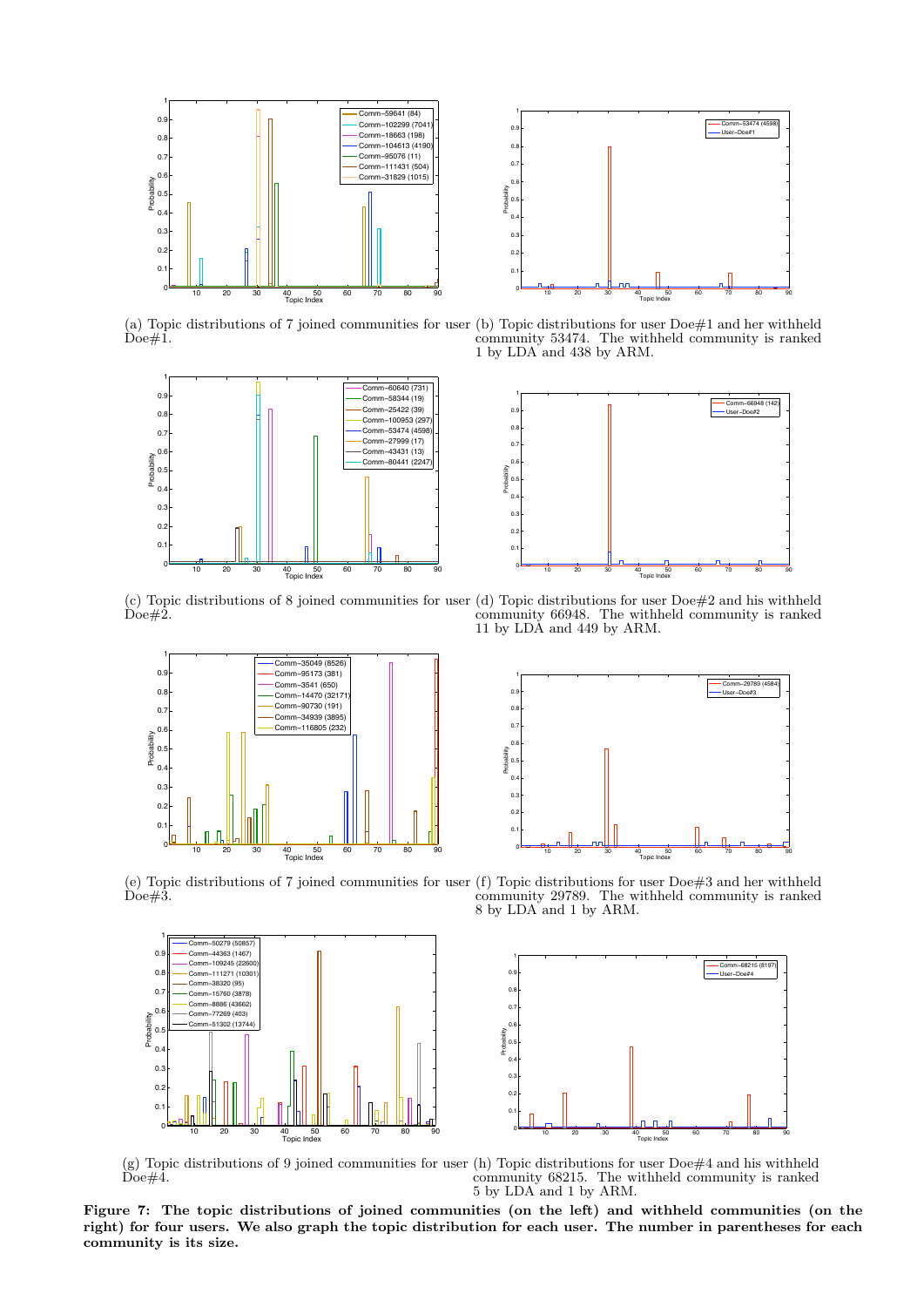(a) Topic distributions of 7 joined communities for user Doe#1.

(b) Topic distributions for user Doe#1 and her withheld community 53474. The withheld community is ranked 1 by LDA and 438 by ARM.

(c) Topic distributions of 8 joined communities for user Doe#2.

(d) Topic distributions for user Doe#2 and his withheld community 66948. The withheld community is ranked 11 by LDA and 449 by ARM.

(e) Topic distributions of 7 joined communities for user Doe#3.

(f) Topic distributions for user Doe#3 and her withheld community 29789. The withheld community is ranked 8 by LDA and 1 by ARM.

(g) Topic distributions of 9 joined communities for user Doe#4.

(h) Topic distributions for user Doe#4 and his withheld community 68215. The withheld community is ranked 5 by LDA and 1 by ARM.

**Figure 7: The topic distributions of joined communities (on the left) and withheld communities (on the right) for four users. We also graph the topic distribution for each user. The number in parentheses for each community is its size.**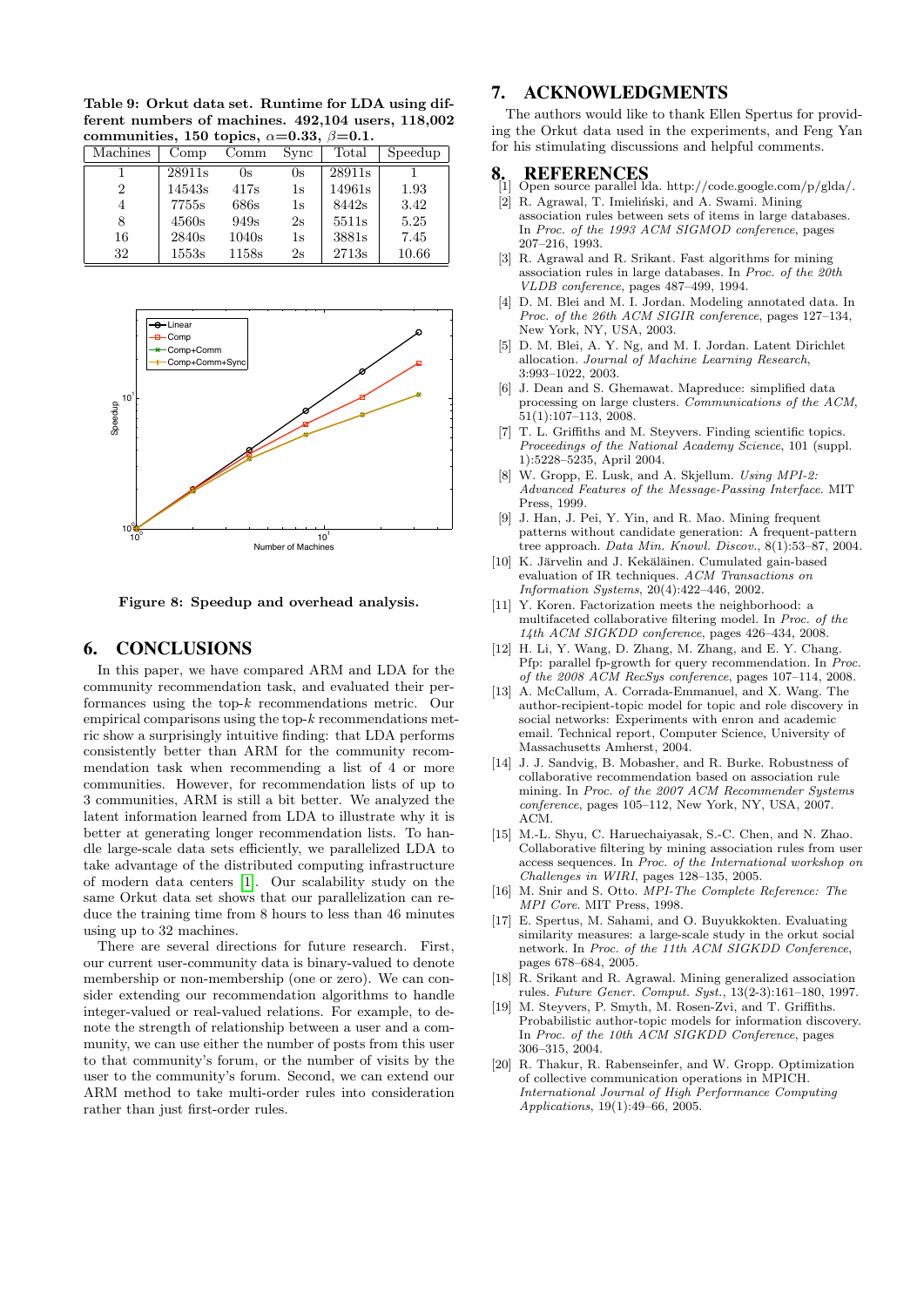**Table 9: Orkut data set. Runtime for LDA using different numbers of machines. 492,104 users, 118,002 communities, 150 topics, $\alpha$=0.33, $\beta$=0.1.**

| Machines | Comp | Comm | Sync | Total | Speedup |
|---|---|---|---|---|---|
| 1 | 28911s | 0s | 0s | 28911s | 1 |
| 2 | 14543s | 417s | 1s | 14961s | 1.93 |
| 4 | 7755s | 686s | 1s | 8442s | 3.42 |
| 8 | 4560s | 949s | 2s | 5511s | 5.25 |
| 16 | 2840s | 1040s | 1s | 3881s | 7.45 |
| 32 | 1553s | 1158s | 2s | 2713s | 10.66 |

Linear
Comp
Comp+Comm
Comp+Comm+Sync

Speedup

$10^1$

$10^0$

$10^0$

$10^1$

Number of Machines

**Figure 8: Speedup and overhead analysis.**

# 6. CONCLUSIONS

In this paper, we have compared ARM and LDA for the community recommendation task, and evaluated their performances using the top-$k$ recommendations metric. Our empirical comparisons using the top-$k$ recommendations metric show a surprisingly intuitive finding: that LDA performs consistently better than ARM for the community recommendation task when recommending a list of 4 or more communities. However, for recommendation lists of up to 3 communities, ARM is still a bit better. We analyzed the latent information learned from LDA to illustrate why it is better at generating longer recommendation lists. To handle large-scale data sets efficiently, we parallelized LDA to take advantage of the distributed computing infrastructure of modern data centers [1]. Our scalability study on the same Orkut data set shows that our parallelization can reduce the training time from 8 hours to less than 46 minutes using up to 32 machines.

There are several directions for future research. First, our current user-community data is binary-valued to denote membership or non-membership (one or zero). We can consider extending our recommendation algorithms to handle integer-valued or real-valued relations. For example, to denote the strength of relationship between a user and a community, we can use either the number of posts from this user to that community's forum, or the number of visits by the user to the community's forum. Second, we can extend our ARM method to take multi-order rules into consideration rather than just first-order rules.

# 7. ACKNOWLEDGMENTS

The authors would like to thank Ellen Spertus for providing the Orkut data used in the experiments, and Feng Yan for his stimulating discussions and helpful comments.

# 8. REFERENCES

[1] Open source parallel lda. http://code.google.com/p/glda/.

[2] R. Agrawal, T. Imieliński, and A. Swami. Mining association rules between sets of items in large databases. In *Proc. of the 1993 ACM SIGMOD conference*, pages 207–216, 1993.

[3] R. Agrawal and R. Srikant. Fast algorithms for mining association rules in large databases. In *Proc. of the 20th VLDB conference*, pages 487–499, 1994.

[4] D. M. Blei and M. I. Jordan. Modeling annotated data. In *Proc. of the 26th ACM SIGIR conference*, pages 127–134, New York, NY, USA, 2003.

[5] D. M. Blei, A. Y. Ng, and M. I. Jordan. Latent Dirichlet allocation. *Journal of Machine Learning Research*, 3:993–1022, 2003.

[6] J. Dean and S. Ghemawat. Mapreduce: simplified data processing on large clusters. *Communications of the ACM*, 51(1):107–113, 2008.

[7] T. L. Griffiths and M. Steyvers. Finding scientific topics. *Proceedings of the National Academy Science*, 101 (suppl. 1):5228–5235, April 2004.

[8] W. Gropp, E. Lusk, and A. Skjellum. *Using MPI-2: Advanced Features of the Message-Passing Interface*. MIT Press, 1999.

[9] J. Han, J. Pei, Y. Yin, and R. Mao. Mining frequent patterns without candidate generation: A frequent-pattern tree approach. *Data Min. Knowl. Discov.*, 8(1):53–87, 2004.

[10] K. Järvelin and J. Kekäläinen. Cumulated gain-based evaluation of IR techniques. *ACM Transactions on Information Systems*, 20(4):422–446, 2002.

[11] Y. Koren. Factorization meets the neighborhood: a multifaceted collaborative filtering model. In *Proc. of the 14th ACM SIGKDD conference*, pages 426–434, 2008.

[12] H. Li, Y. Wang, D. Zhang, M. Zhang, and E. Y. Chang. Pfp: parallel fp-growth for query recommendation. In *Proc. of the 2008 ACM RecSys conference*, pages 107–114, 2008.

[13] A. McCallum, A. Corrada-Emmanuel, and X. Wang. The author-recipient-topic model for topic and role discovery in social networks: Experiments with enron and academic email. Technical report, Computer Science, University of Massachusetts Amherst, 2004.

[14] J. J. Sandvig, B. Mobasher, and R. Burke. Robustness of collaborative recommendation based on association rule mining. In *Proc. of the 2007 ACM Recommender Systems conference*, pages 105–112, New York, NY, USA, 2007. ACM.

[15] M.-L. Shyu, C. Haruechaiyasak, S.-C. Chen, and N. Zhao. Collaborative filtering by mining association rules from user access sequences. In *Proc. of the International workshop on Challenges in WIRI*, pages 128–135, 2005.

[16] M. Snir and S. Otto. *MPI-The Complete Reference: The MPI Core*. MIT Press, 1998.

[17] E. Spertus, M. Sahami, and O. Buyukkokten. Evaluating similarity measures: a large-scale study in the orkut social network. In *Proc. of the 11th ACM SIGKDD Conference*, pages 678–684, 2005.

[18] R. Srikant and R. Agrawal. Mining generalized association rules. *Future Gener. Comput. Syst.*, 13(2-3):161–180, 1997.

[19] M. Steyvers, P. Smyth, M. Rosen-Zvi, and T. Griffiths. Probabilistic author-topic models for information discovery. In *Proc. of the 10th ACM SIGKDD Conference*, pages 306–315, 2004.

[20] R. Thakur, R. Rabenseinfer, and W. Gropp. Optimization of collective communication operations in MPICH. *International Journal of High Performance Computing Applications*, 19(1):49–66, 2005.